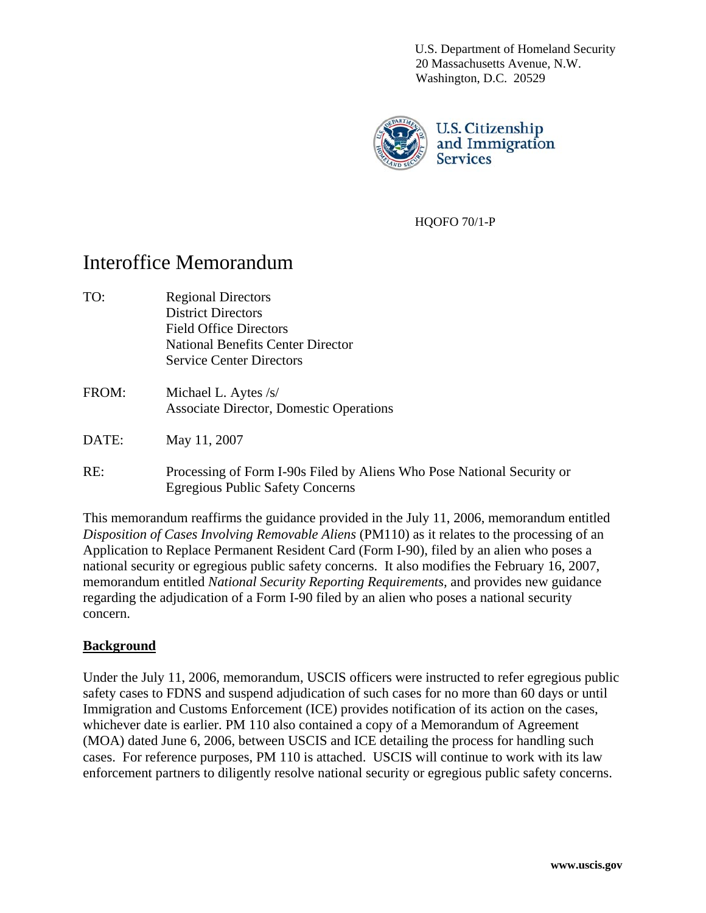U.S. Department of Homeland Security
20 Massachusetts Avenue, N.W.
Washington, D.C. 20529

U.S. Citizenship and Immigration Services

HQOFO 70/1-P

# Interoffice Memorandum

TO: Regional Directors
District Directors
Field Office Directors
National Benefits Center Director
Service Center Directors

FROM: Michael L. Aytes /s/
Associate Director, Domestic Operations

DATE: May 11, 2007

RE: Processing of Form I-90s Filed by Aliens Who Pose National Security or Egregious Public Safety Concerns

This memorandum reaffirms the guidance provided in the July 11, 2006, memorandum entitled *Disposition of Cases Involving Removable Aliens* (PM110) as it relates to the processing of an Application to Replace Permanent Resident Card (Form I-90), filed by an alien who poses a national security or egregious public safety concerns. It also modifies the February 16, 2007, memorandum entitled *National Security Reporting Requirements*, and provides new guidance regarding the adjudication of a Form I-90 filed by an alien who poses a national security concern.

## Background

Under the July 11, 2006, memorandum, USCIS officers were instructed to refer egregious public safety cases to FDNS and suspend adjudication of such cases for no more than 60 days or until Immigration and Customs Enforcement (ICE) provides notification of its action on the cases, whichever date is earlier. PM 110 also contained a copy of a Memorandum of Agreement (MOA) dated June 6, 2006, between USCIS and ICE detailing the process for handling such cases. For reference purposes, PM 110 is attached. USCIS will continue to work with its law enforcement partners to diligently resolve national security or egregious public safety concerns.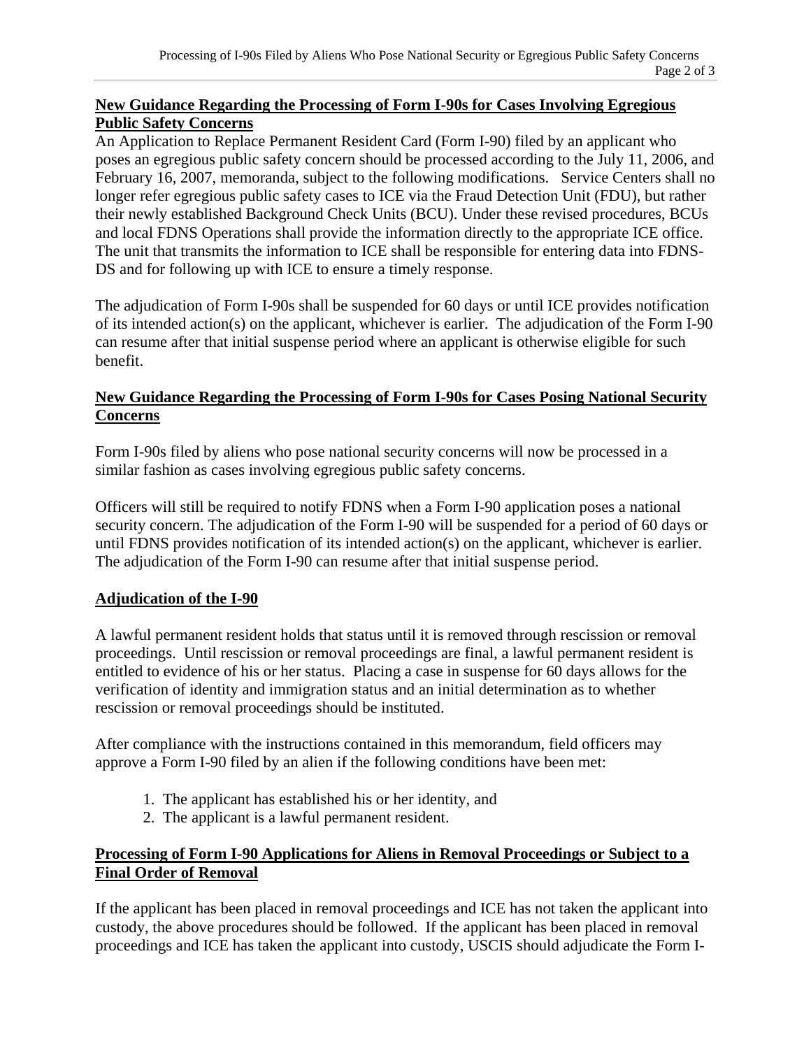**New Guidance Regarding the Processing of Form I-90s for Cases Involving Egregious Public Safety Concerns**

An Application to Replace Permanent Resident Card (Form I-90) filed by an applicant who poses an egregious public safety concern should be processed according to the July 11, 2006, and February 16, 2007, memoranda, subject to the following modifications. Service Centers shall no longer refer egregious public safety cases to ICE via the Fraud Detection Unit (FDU), but rather their newly established Background Check Units (BCU). Under these revised procedures, BCUs and local FDNS Operations shall provide the information directly to the appropriate ICE office. The unit that transmits the information to ICE shall be responsible for entering data into FDNS-DS and for following up with ICE to ensure a timely response.

The adjudication of Form I-90s shall be suspended for 60 days or until ICE provides notification of its intended action(s) on the applicant, whichever is earlier. The adjudication of the Form I-90 can resume after that initial suspense period where an applicant is otherwise eligible for such benefit.

**New Guidance Regarding the Processing of Form I-90s for Cases Posing National Security Concerns**

Form I-90s filed by aliens who pose national security concerns will now be processed in a similar fashion as cases involving egregious public safety concerns.

Officers will still be required to notify FDNS when a Form I-90 application poses a national security concern. The adjudication of the Form I-90 will be suspended for a period of 60 days or until FDNS provides notification of its intended action(s) on the applicant, whichever is earlier. The adjudication of the Form I-90 can resume after that initial suspense period.

**Adjudication of the I-90**

A lawful permanent resident holds that status until it is removed through rescission or removal proceedings. Until rescission or removal proceedings are final, a lawful permanent resident is entitled to evidence of his or her status. Placing a case in suspense for 60 days allows for the verification of identity and immigration status and an initial determination as to whether rescission or removal proceedings should be instituted.

After compliance with the instructions contained in this memorandum, field officers may approve a Form I-90 filed by an alien if the following conditions have been met:

1. The applicant has established his or her identity, and
2. The applicant is a lawful permanent resident.

**Processing of Form I-90 Applications for Aliens in Removal Proceedings or Subject to a Final Order of Removal**

If the applicant has been placed in removal proceedings and ICE has not taken the applicant into custody, the above procedures should be followed. If the applicant has been placed in removal proceedings and ICE has taken the applicant into custody, USCIS should adjudicate the Form I-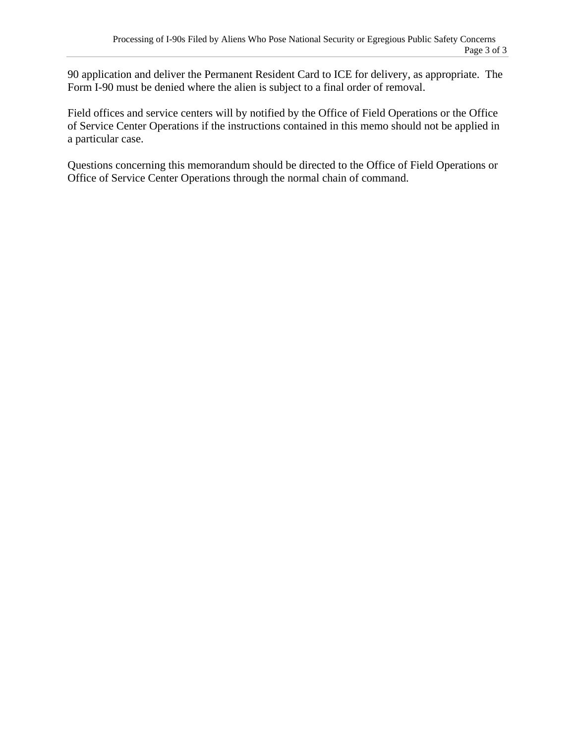90 application and deliver the Permanent Resident Card to ICE for delivery, as appropriate. The Form I-90 must be denied where the alien is subject to a final order of removal.

Field offices and service centers will by notified by the Office of Field Operations or the Office of Service Center Operations if the instructions contained in this memo should not be applied in a particular case.

Questions concerning this memorandum should be directed to the Office of Field Operations or Office of Service Center Operations through the normal chain of command.